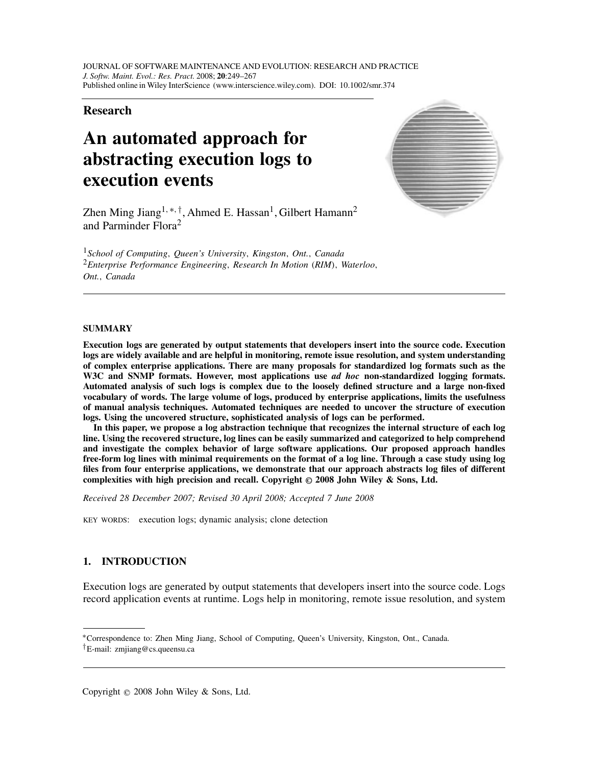Research

# An automated approach for abstracting execution logs to execution events

Zhen Ming Jiang[1,*,†], Ahmed E. Hassan[1], Gilbert Hamann[2] and Parminder Flora[2]

[1] *School of Computing, Queen's University, Kingston, Ont., Canada*
[2] *Enterprise Performance Engineering, Research In Motion (RIM), Waterloo, Ont., Canada*

## SUMMARY

**Execution logs are generated by output statements that developers insert into the source code. Execution logs are widely available and are helpful in monitoring, remote issue resolution, and system understanding of complex enterprise applications. There are many proposals for standardized log formats such as the W3C and SNMP formats. However, most applications use *ad hoc* non-standardized logging formats. Automated analysis of such logs is complex due to the loosely defined structure and a large non-fixed vocabulary of words. The large volume of logs, produced by enterprise applications, limits the usefulness of manual analysis techniques. Automated techniques are needed to uncover the structure of execution logs. Using the uncovered structure, sophisticated analysis of logs can be performed.**

**In this paper, we propose a log abstraction technique that recognizes the internal structure of each log line. Using the recovered structure, log lines can be easily summarized and categorized to help comprehend and investigate the complex behavior of large software applications. Our proposed approach handles free-form log lines with minimal requirements on the format of a log line. Through a case study using log files from four enterprise applications, we demonstrate that our approach abstracts log files of different complexities with high precision and recall. Copyright © 2008 John Wiley & Sons, Ltd.**

*Received 28 December 2007; Revised 30 April 2008; Accepted 7 June 2008*

KEY WORDS: execution logs; dynamic analysis; clone detection

## 1. INTRODUCTION

Execution logs are generated by output statements that developers insert into the source code. Logs record application events at runtime. Logs help in monitoring, remote issue resolution, and system

---

*Correspondence to: Zhen Ming Jiang, School of Computing, Queen's University, Kingston, Ont., Canada.
†E-mail: zmjiang@cs.queensu.ca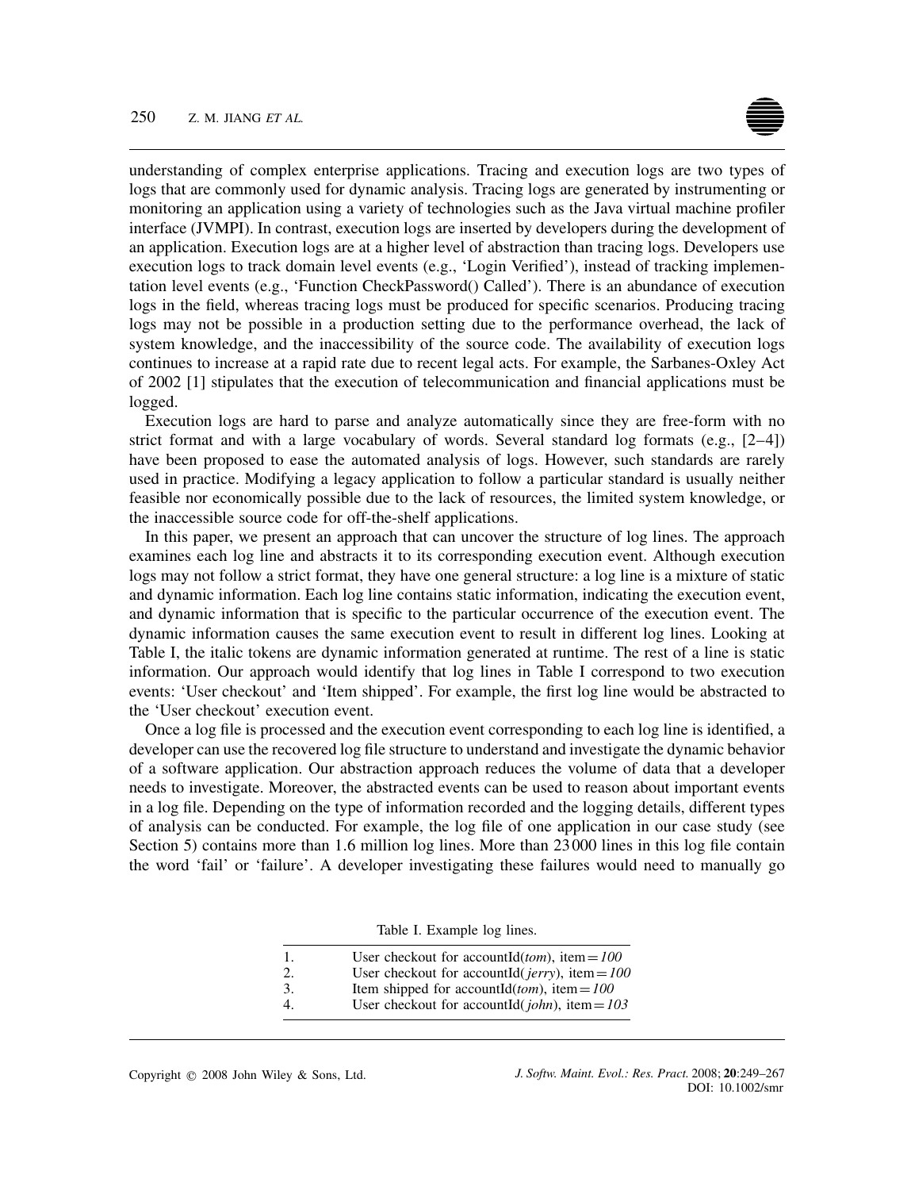understanding of complex enterprise applications. Tracing and execution logs are two types of logs that are commonly used for dynamic analysis. Tracing logs are generated by instrumenting or monitoring an application using a variety of technologies such as the Java virtual machine profiler interface (JVMPI). In contrast, execution logs are inserted by developers during the development of an application. Execution logs are at a higher level of abstraction than tracing logs. Developers use execution logs to track domain level events (e.g., 'Login Verified'), instead of tracking implementation level events (e.g., 'Function CheckPassword() Called'). There is an abundance of execution logs in the field, whereas tracing logs must be produced for specific scenarios. Producing tracing logs may not be possible in a production setting due to the performance overhead, the lack of system knowledge, and the inaccessibility of the source code. The availability of execution logs continues to increase at a rapid rate due to recent legal acts. For example, the Sarbanes-Oxley Act of 2002 [1] stipulates that the execution of telecommunication and financial applications must be logged.

Execution logs are hard to parse and analyze automatically since they are free-form with no strict format and with a large vocabulary of words. Several standard log formats (e.g., [2–4]) have been proposed to ease the automated analysis of logs. However, such standards are rarely used in practice. Modifying a legacy application to follow a particular standard is usually neither feasible nor economically possible due to the lack of resources, the limited system knowledge, or the inaccessible source code for off-the-shelf applications.

In this paper, we present an approach that can uncover the structure of log lines. The approach examines each log line and abstracts it to its corresponding execution event. Although execution logs may not follow a strict format, they have one general structure: a log line is a mixture of static and dynamic information. Each log line contains static information, indicating the execution event, and dynamic information that is specific to the particular occurrence of the execution event. The dynamic information causes the same execution event to result in different log lines. Looking at Table I, the italic tokens are dynamic information generated at runtime. The rest of a line is static information. Our approach would identify that log lines in Table I correspond to two execution events: 'User checkout' and 'Item shipped'. For example, the first log line would be abstracted to the 'User checkout' execution event.

Once a log file is processed and the execution event corresponding to each log line is identified, a developer can use the recovered log file structure to understand and investigate the dynamic behavior of a software application. Our abstraction approach reduces the volume of data that a developer needs to investigate. Moreover, the abstracted events can be used to reason about important events in a log file. Depending on the type of information recorded and the logging details, different types of analysis can be conducted. For example, the log file of one application in our case study (see Section 5) contains more than 1.6 million log lines. More than 23 000 lines in this log file contain the word 'fail' or 'failure'. A developer investigating these failures would need to manually go

Table I. Example log lines.

| | |
|---|---|
| 1. | User checkout for accountId(*tom*), item = *100* |
| 2. | User checkout for accountId(*jerry*), item = *100* |
| 3. | Item shipped for accountId(*tom*), item = *100* |
| 4. | User checkout for accountId(*john*), item = *103* |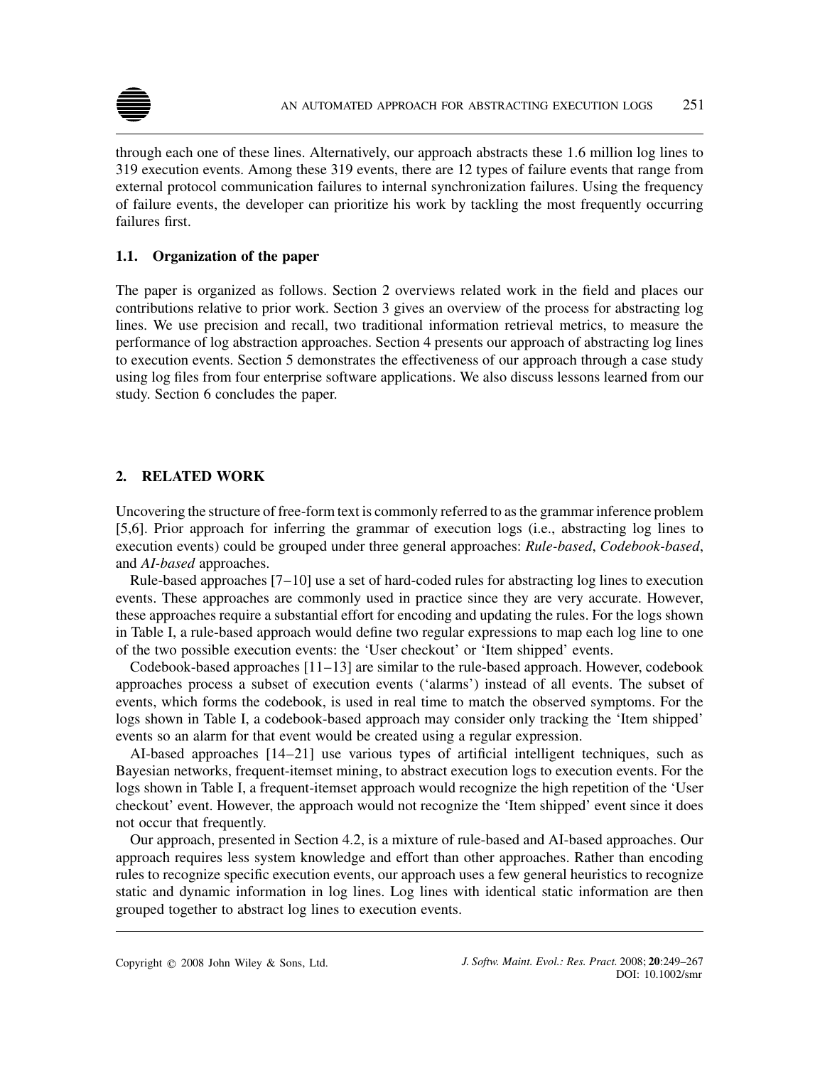through each one of these lines. Alternatively, our approach abstracts these 1.6 million log lines to 319 execution events. Among these 319 events, there are 12 types of failure events that range from external protocol communication failures to internal synchronization failures. Using the frequency of failure events, the developer can prioritize his work by tackling the most frequently occurring failures first.

### 1.1. Organization of the paper

The paper is organized as follows. Section 2 overviews related work in the field and places our contributions relative to prior work. Section 3 gives an overview of the process for abstracting log lines. We use precision and recall, two traditional information retrieval metrics, to measure the performance of log abstraction approaches. Section 4 presents our approach of abstracting log lines to execution events. Section 5 demonstrates the effectiveness of our approach through a case study using log files from four enterprise software applications. We also discuss lessons learned from our study. Section 6 concludes the paper.

## 2. RELATED WORK

Uncovering the structure of free-form text is commonly referred to as the grammar inference problem [5,6]. Prior approach for inferring the grammar of execution logs (i.e., abstracting log lines to execution events) could be grouped under three general approaches: *Rule-based*, *Codebook-based*, and *AI-based* approaches.

Rule-based approaches [7–10] use a set of hard-coded rules for abstracting log lines to execution events. These approaches are commonly used in practice since they are very accurate. However, these approaches require a substantial effort for encoding and updating the rules. For the logs shown in Table I, a rule-based approach would define two regular expressions to map each log line to one of the two possible execution events: the 'User checkout' or 'Item shipped' events.

Codebook-based approaches [11–13] are similar to the rule-based approach. However, codebook approaches process a subset of execution events ('alarms') instead of all events. The subset of events, which forms the codebook, is used in real time to match the observed symptoms. For the logs shown in Table I, a codebook-based approach may consider only tracking the 'Item shipped' events so an alarm for that event would be created using a regular expression.

AI-based approaches [14–21] use various types of artificial intelligent techniques, such as Bayesian networks, frequent-itemset mining, to abstract execution logs to execution events. For the logs shown in Table I, a frequent-itemset approach would recognize the high repetition of the 'User checkout' event. However, the approach would not recognize the 'Item shipped' event since it does not occur that frequently.

Our approach, presented in Section 4.2, is a mixture of rule-based and AI-based approaches. Our approach requires less system knowledge and effort than other approaches. Rather than encoding rules to recognize specific execution events, our approach uses a few general heuristics to recognize static and dynamic information in log lines. Log lines with identical static information are then grouped together to abstract log lines to execution events.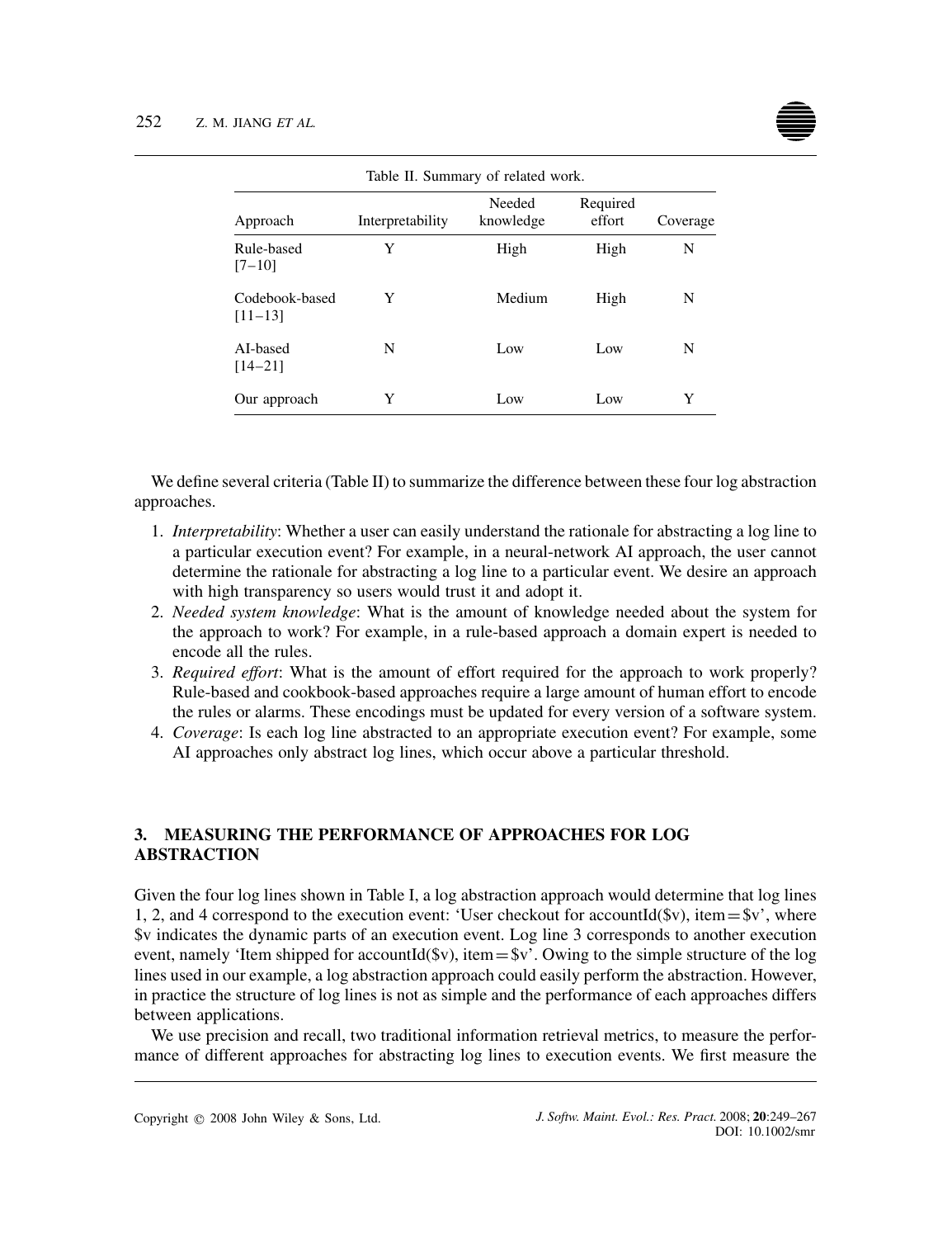Table II. Summary of related work.

| Approach | Interpretability | Needed knowledge | Required effort | Coverage |
|---|---|---|---|---|
| Rule-based [7–10] | Y | High | High | N |
| Codebook-based [11–13] | Y | Medium | High | N |
| AI-based [14–21] | N | Low | Low | N |
| Our approach | Y | Low | Low | Y |

We define several criteria (Table II) to summarize the difference between these four log abstraction approaches.

1. *Interpretability*: Whether a user can easily understand the rationale for abstracting a log line to a particular execution event? For example, in a neural-network AI approach, the user cannot determine the rationale for abstracting a log line to a particular event. We desire an approach with high transparency so users would trust it and adopt it.
2. *Needed system knowledge*: What is the amount of knowledge needed about the system for the approach to work? For example, in a rule-based approach a domain expert is needed to encode all the rules.
3. *Required effort*: What is the amount of effort required for the approach to work properly? Rule-based and cookbook-based approaches require a large amount of human effort to encode the rules or alarms. These encodings must be updated for every version of a software system.
4. *Coverage*: Is each log line abstracted to an appropriate execution event? For example, some AI approaches only abstract log lines, which occur above a particular threshold.

## 3. MEASURING THE PERFORMANCE OF APPROACHES FOR LOG ABSTRACTION

Given the four log lines shown in Table I, a log abstraction approach would determine that log lines 1, 2, and 4 correspond to the execution event: 'User checkout for accountId($v), item=$v', where $v indicates the dynamic parts of an execution event. Log line 3 corresponds to another execution event, namely 'Item shipped for accountId($v), item=$v'. Owing to the simple structure of the log lines used in our example, a log abstraction approach could easily perform the abstraction. However, in practice the structure of log lines is not as simple and the performance of each approaches differs between applications.

We use precision and recall, two traditional information retrieval metrics, to measure the performance of different approaches for abstracting log lines to execution events. We first measure the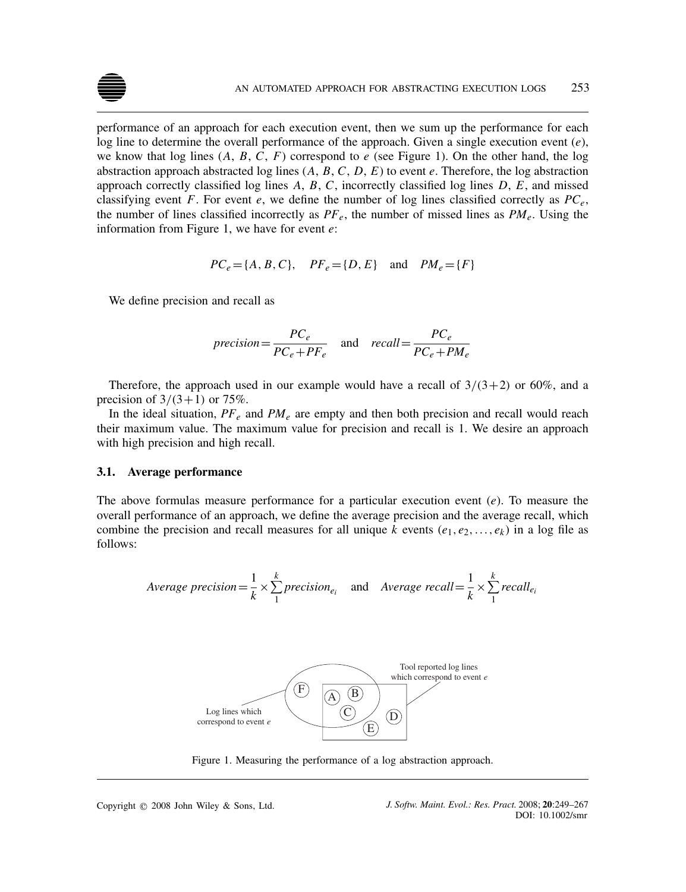performance of an approach for each execution event, then we sum up the performance for each log line to determine the overall performance of the approach. Given a single execution event ($e$), we know that log lines ($A$, $B$, $C$, $F$) correspond to $e$ (see Figure 1). On the other hand, the log abstraction approach abstracted log lines ($A$, $B$, $C$, $D$, $E$) to event $e$. Therefore, the log abstraction approach correctly classified log lines $A$, $B$, $C$, incorrectly classified log lines $D$, $E$, and missed classifying event $F$. For event $e$, we define the number of log lines classified correctly as $PC_e$, the number of lines classified incorrectly as $PF_e$, the number of missed lines as $PM_e$. Using the information from Figure 1, we have for event $e$:

$$PC_e = \{A, B, C\}, \quad PF_e = \{D, E\} \quad \text{and} \quad PM_e = \{F\}$$

We define precision and recall as

$$precision = \frac{PC_e}{PC_e + PF_e} \quad \text{and} \quad recall = \frac{PC_e}{PC_e + PM_e}$$

Therefore, the approach used in our example would have a recall of $3/(3+2)$ or 60%, and a precision of $3/(3+1)$ or 75%.

In the ideal situation, $PF_e$ and $PM_e$ are empty and then both precision and recall would reach their maximum value. The maximum value for precision and recall is 1. We desire an approach with high precision and high recall.

### 3.1. Average performance

The above formulas measure performance for a particular execution event ($e$). To measure the overall performance of an approach, we define the average precision and the average recall, which combine the precision and recall measures for all unique $k$ events ($e_1, e_2, \ldots, e_k$) in a log file as follows:

$$Average\ precision = \frac{1}{k} \times \sum_{1}^{k} precision_{e_i} \quad \text{and} \quad Average\ recall = \frac{1}{k} \times \sum_{1}^{k} recall_{e_i}$$

Figure 1. Measuring the performance of a log abstraction approach.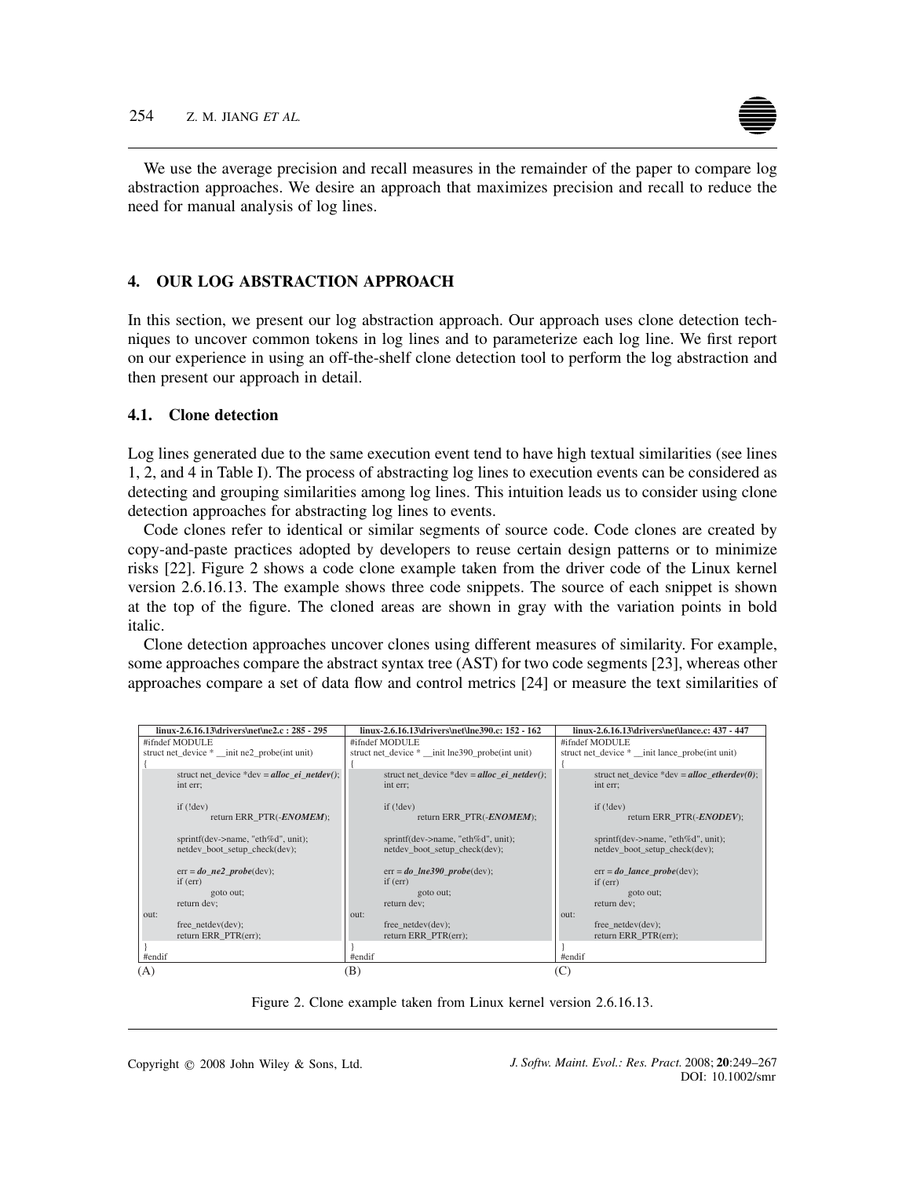We use the average precision and recall measures in the remainder of the paper to compare log abstraction approaches. We desire an approach that maximizes precision and recall to reduce the need for manual analysis of log lines.

## 4. OUR LOG ABSTRACTION APPROACH

In this section, we present our log abstraction approach. Our approach uses clone detection techniques to uncover common tokens in log lines and to parameterize each log line. We first report on our experience in using an off-the-shelf clone detection tool to perform the log abstraction and then present our approach in detail.

### 4.1. Clone detection

Log lines generated due to the same execution event tend to have high textual similarities (see lines 1, 2, and 4 in Table I). The process of abstracting log lines to execution events can be considered as detecting and grouping similarities among log lines. This intuition leads us to consider using clone detection approaches for abstracting log lines to events.

Code clones refer to identical or similar segments of source code. Code clones are created by copy-and-paste practices adopted by developers to reuse certain design patterns or to minimize risks [22]. Figure 2 shows a code clone example taken from the driver code of the Linux kernel version 2.6.16.13. The example shows three code snippets. The source of each snippet is shown at the top of the figure. The cloned areas are shown in gray with the variation points in bold italic.

Clone detection approaches uncover clones using different measures of similarity. For example, some approaches compare the abstract syntax tree (AST) for two code segments [23], whereas other approaches compare a set of data flow and control metrics [24] or measure the text similarities of

(A) linux-2.6.16.13\drivers\net\ne2.c : 285 - 295

```
#ifndef MODULE
struct net_device * __init ne2_probe(int unit)
{
        struct net_device *dev = alloc_ei_netdev();
        int err;

        if (!dev)
                return ERR_PTR(-ENOMEM);

        sprintf(dev->name, "eth%d", unit);
        netdev_boot_setup_check(dev);

        err = do_ne2_probe(dev);
        if (err)
                goto out;
        return dev;
out:
        free_netdev(dev);
        return ERR_PTR(err);
}
#endif
```

(B) linux-2.6.16.13\drivers\net\lne390.c: 152 - 162

```
#ifndef MODULE
struct net_device * __init lne390_probe(int unit)
{
        struct net_device *dev = alloc_ei_netdev();
        int err;

        if (!dev)
                return ERR_PTR(-ENOMEM);

        sprintf(dev->name, "eth%d", unit);
        netdev_boot_setup_check(dev);

        err = do_lne390_probe(dev);
        if (err)
                goto out;
        return dev;
out:
        free_netdev(dev);
        return ERR_PTR(err);
}
#endif
```

(C) linux-2.6.16.13\drivers\net\lance.c: 437 - 447

```
#ifndef MODULE
struct net_device * __init lance_probe(int unit)
{
        struct net_device *dev = alloc_etherdev(0);
        int err;

        if (!dev)
                return ERR_PTR(-ENODEV);

        sprintf(dev->name, "eth%d", unit);
        netdev_boot_setup_check(dev);

        err = do_lance_probe(dev);
        if (err)
                goto out;
        return dev;
out:
        free_netdev(dev);
        return ERR_PTR(err);
}
#endif
```

Figure 2. Clone example taken from Linux kernel version 2.6.16.13.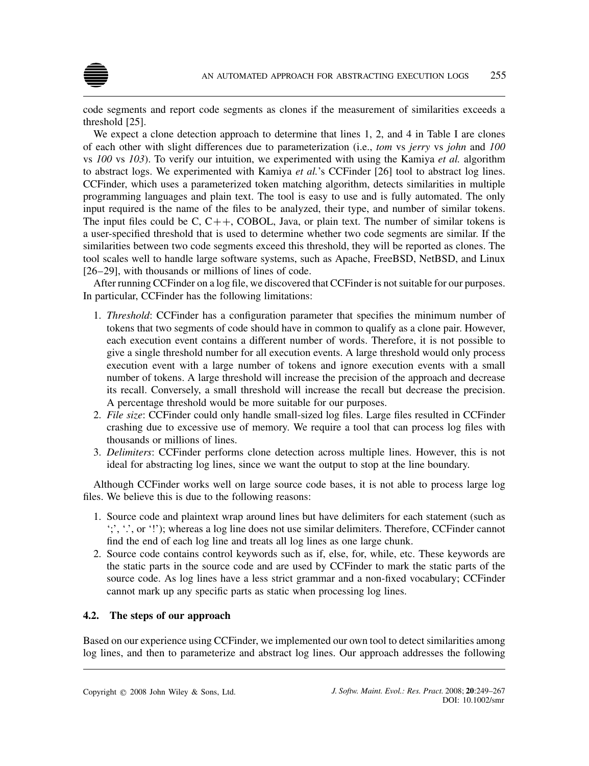code segments and report code segments as clones if the measurement of similarities exceeds a threshold [25].

We expect a clone detection approach to determine that lines 1, 2, and 4 in Table I are clones of each other with slight differences due to parameterization (i.e., *tom* vs *jerry* vs *john* and *100* vs *100* vs *103*). To verify our intuition, we experimented with using the Kamiya *et al.* algorithm to abstract logs. We experimented with Kamiya *et al.*'s CCFinder [26] tool to abstract log lines. CCFinder, which uses a parameterized token matching algorithm, detects similarities in multiple programming languages and plain text. The tool is easy to use and is fully automated. The only input required is the name of the files to be analyzed, their type, and number of similar tokens. The input files could be C, C++, COBOL, Java, or plain text. The number of similar tokens is a user-specified threshold that is used to determine whether two code segments are similar. If the similarities between two code segments exceed this threshold, they will be reported as clones. The tool scales well to handle large software systems, such as Apache, FreeBSD, NetBSD, and Linux [26–29], with thousands or millions of lines of code.

After running CCFinder on a log file, we discovered that CCFinder is not suitable for our purposes. In particular, CCFinder has the following limitations:

1. *Threshold*: CCFinder has a configuration parameter that specifies the minimum number of tokens that two segments of code should have in common to qualify as a clone pair. However, each execution event contains a different number of words. Therefore, it is not possible to give a single threshold number for all execution events. A large threshold would only process execution event with a large number of tokens and ignore execution events with a small number of tokens. A large threshold will increase the precision of the approach and decrease its recall. Conversely, a small threshold will increase the recall but decrease the precision. A percentage threshold would be more suitable for our purposes.
2. *File size*: CCFinder could only handle small-sized log files. Large files resulted in CCFinder crashing due to excessive use of memory. We require a tool that can process log files with thousands or millions of lines.
3. *Delimiters*: CCFinder performs clone detection across multiple lines. However, this is not ideal for abstracting log lines, since we want the output to stop at the line boundary.

Although CCFinder works well on large source code bases, it is not able to process large log files. We believe this is due to the following reasons:

1. Source code and plaintext wrap around lines but have delimiters for each statement (such as ';', '.', or '!'); whereas a log line does not use similar delimiters. Therefore, CCFinder cannot find the end of each log line and treats all log lines as one large chunk.
2. Source code contains control keywords such as if, else, for, while, etc. These keywords are the static parts in the source code and are used by CCFinder to mark the static parts of the source code. As log lines have a less strict grammar and a non-fixed vocabulary; CCFinder cannot mark up any specific parts as static when processing log lines.

### 4.2. The steps of our approach

Based on our experience using CCFinder, we implemented our own tool to detect similarities among log lines, and then to parameterize and abstract log lines. Our approach addresses the following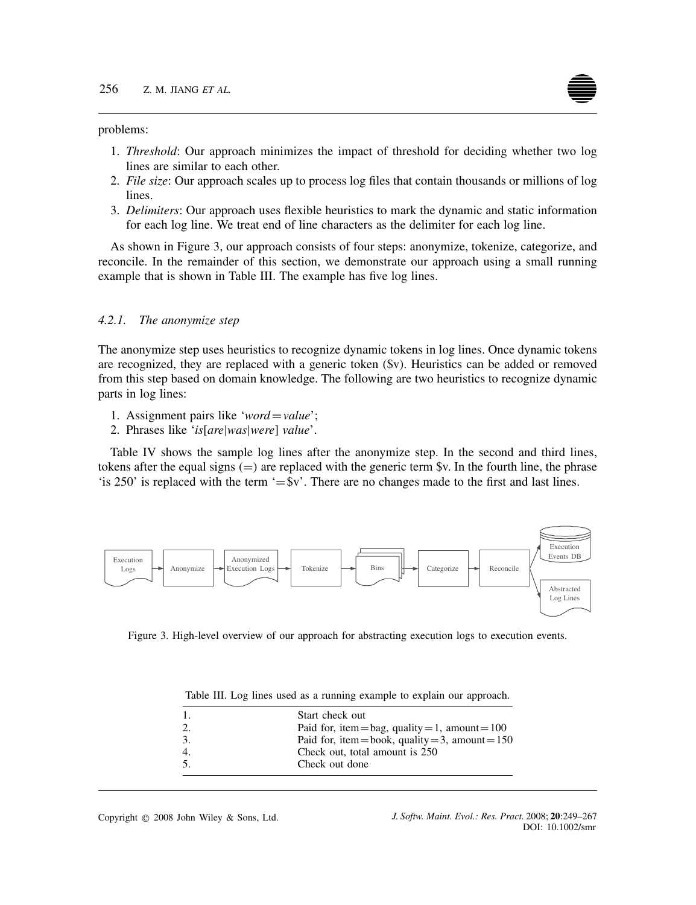problems:

1. *Threshold*: Our approach minimizes the impact of threshold for deciding whether two log lines are similar to each other.
2. *File size*: Our approach scales up to process log files that contain thousands or millions of log lines.
3. *Delimiters*: Our approach uses flexible heuristics to mark the dynamic and static information for each log line. We treat end of line characters as the delimiter for each log line.

As shown in Figure 3, our approach consists of four steps: anonymize, tokenize, categorize, and reconcile. In the remainder of this section, we demonstrate our approach using a small running example that is shown in Table III. The example has five log lines.

#### 4.2.1. *The anonymize step*

The anonymize step uses heuristics to recognize dynamic tokens in log lines. Once dynamic tokens are recognized, they are replaced with a generic token ($v). Heuristics can be added or removed from this step based on domain knowledge. The following are two heuristics to recognize dynamic parts in log lines:

1. Assignment pairs like '*word* = *value*';
2. Phrases like '*is*[*are*|*was*|*were*] *value*'.

Table IV shows the sample log lines after the anonymize step. In the second and third lines, tokens after the equal signs (=) are replaced with the generic term $v. In the fourth line, the phrase 'is 250' is replaced with the term '= $v'. There are no changes made to the first and last lines.

Figure 3. High-level overview of our approach for abstracting execution logs to execution events.

Table III. Log lines used as a running example to explain our approach.

| | |
|---|---|
| 1. | Start check out |
| 2. | Paid for, item = bag, quality = 1, amount = 100 |
| 3. | Paid for, item = book, quality = 3, amount = 150 |
| 4. | Check out, total amount is 250 |
| 5. | Check out done |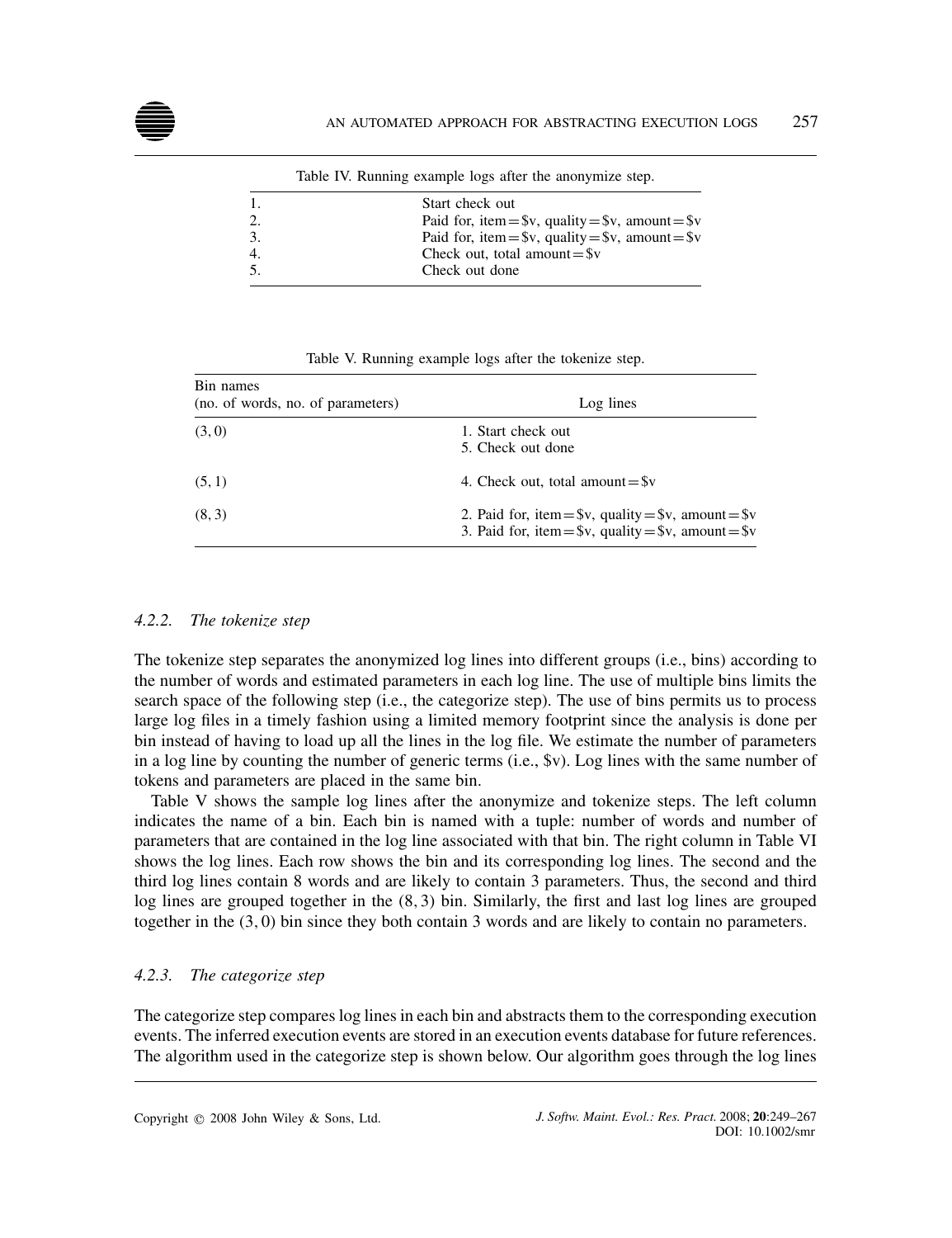Table IV. Running example logs after the anonymize step.

| | |
|---|---|
| 1. | Start check out |
| 2. | Paid for, item = \$v, quality = \$v, amount = \$v |
| 3. | Paid for, item = \$v, quality = \$v, amount = \$v |
| 4. | Check out, total amount = \$v |
| 5. | Check out done |

Table V. Running example logs after the tokenize step.

| Bin names (no. of words, no. of parameters) | Log lines |
|---|---|
| (3, 0) | 1. Start check out<br>5. Check out done |
| (5, 1) | 4. Check out, total amount = \$v |
| (8, 3) | 2. Paid for, item = \$v, quality = \$v, amount = \$v<br>3. Paid for, item = \$v, quality = \$v, amount = \$v |

#### 4.2.2. *The tokenize step*

The tokenize step separates the anonymized log lines into different groups (i.e., bins) according to the number of words and estimated parameters in each log line. The use of multiple bins limits the search space of the following step (i.e., the categorize step). The use of bins permits us to process large log files in a timely fashion using a limited memory footprint since the analysis is done per bin instead of having to load up all the lines in the log file. We estimate the number of parameters in a log line by counting the number of generic terms (i.e., \$v). Log lines with the same number of tokens and parameters are placed in the same bin.

Table V shows the sample log lines after the anonymize and tokenize steps. The left column indicates the name of a bin. Each bin is named with a tuple: number of words and number of parameters that are contained in the log line associated with that bin. The right column in Table VI shows the log lines. Each row shows the bin and its corresponding log lines. The second and the third log lines contain 8 words and are likely to contain 3 parameters. Thus, the second and third log lines are grouped together in the $(8, 3)$ bin. Similarly, the first and last log lines are grouped together in the $(3, 0)$ bin since they both contain 3 words and are likely to contain no parameters.

#### 4.2.3. *The categorize step*

The categorize step compares log lines in each bin and abstracts them to the corresponding execution events. The inferred execution events are stored in an execution events database for future references. The algorithm used in the categorize step is shown below. Our algorithm goes through the log lines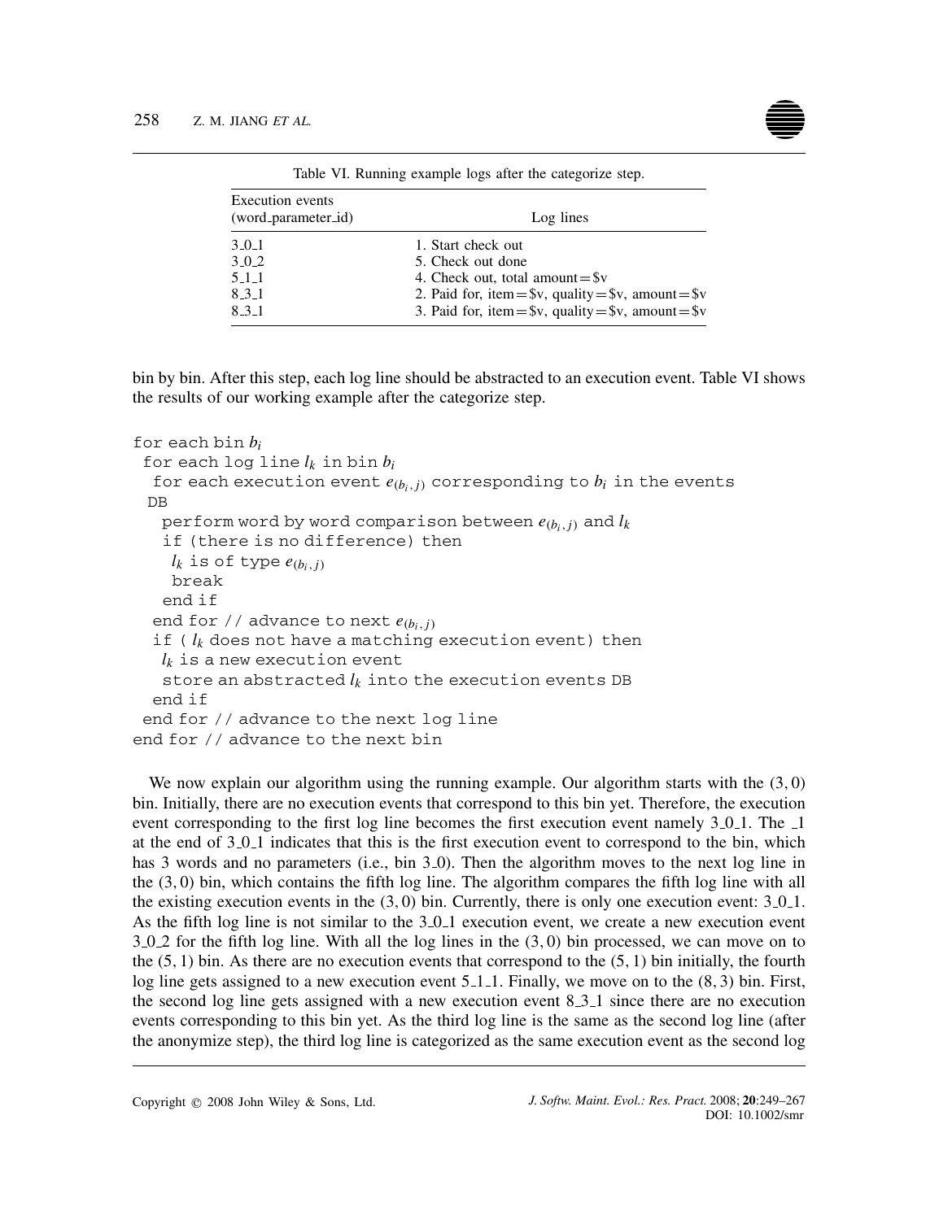Table VI. Running example logs after the categorize step.

| Execution events (word_parameter_id) | Log lines |
|---|---|
| 3_0_1 | 1. Start check out |
| 3_0_2 | 5. Check out done |
| 5_1_1 | 4. Check out, total amount = $v |
| 8_3_1 | 2. Paid for, item = $v, quality = $v, amount = $v |
| 8_3_1 | 3. Paid for, item = $v, quality = $v, amount = $v |

bin by bin. After this step, each log line should be abstracted to an execution event. Table VI shows the results of our working example after the categorize step.

```
for each bin b_i
 for each log line l_k in bin b_i
  for each execution event e_(b_i,j) corresponding to b_i in the events
  DB
   perform word by word comparison between e_(b_i,j) and l_k
   if (there is no difference) then
    l_k is of type e_(b_i,j)
    break
   end if
  end for // advance to next e_(b_i,j)
  if ( l_k does not have a matching execution event) then
   l_k is a new execution event
   store an abstracted l_k into the execution events DB
  end if
 end for // advance to the next log line
end for // advance to the next bin
```

We now explain our algorithm using the running example. Our algorithm starts with the $(3, 0)$ bin. Initially, there are no execution events that correspond to this bin yet. Therefore, the execution event corresponding to the first log line becomes the first execution event namely 3_0_1. The _1 at the end of 3_0_1 indicates that this is the first execution event to correspond to the bin, which has 3 words and no parameters (i.e., bin 3_0). Then the algorithm moves to the next log line in the $(3, 0)$ bin, which contains the fifth log line. The algorithm compares the fifth log line with all the existing execution events in the $(3, 0)$ bin. Currently, there is only one execution event: 3_0_1. As the fifth log line is not similar to the 3_0_1 execution event, we create a new execution event 3_0_2 for the fifth log line. With all the log lines in the $(3, 0)$ bin processed, we can move on to the $(5, 1)$ bin. As there are no execution events that correspond to the $(5, 1)$ bin initially, the fourth log line gets assigned to a new execution event 5_1_1. Finally, we move on to the $(8, 3)$ bin. First, the second log line gets assigned with a new execution event 8_3_1 since there are no execution events corresponding to this bin yet. As the third log line is the same as the second log line (after the anonymize step), the third log line is categorized as the same execution event as the second log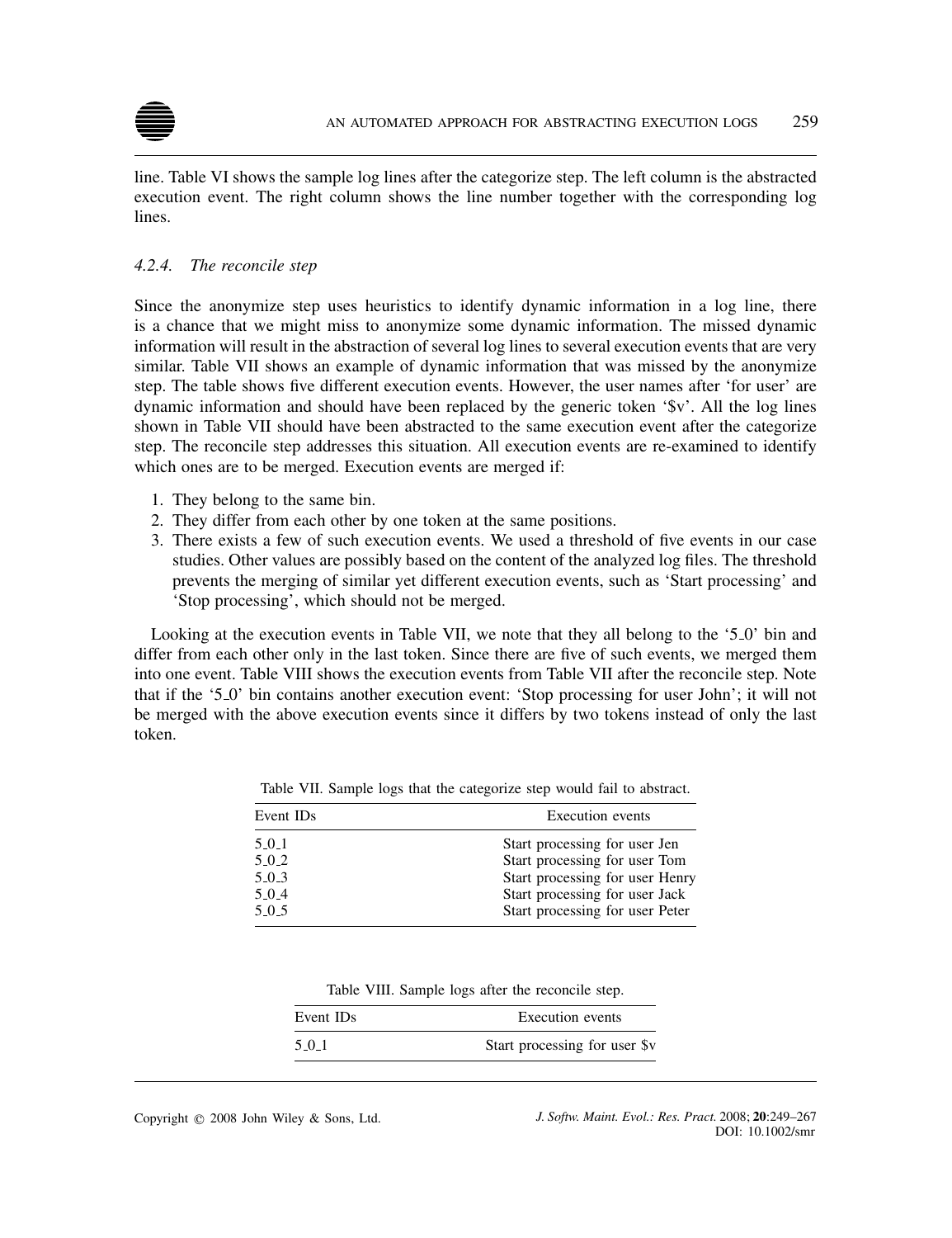line. Table VI shows the sample log lines after the categorize step. The left column is the abstracted execution event. The right column shows the line number together with the corresponding log lines.

### 4.2.4. *The reconcile step*

Since the anonymize step uses heuristics to identify dynamic information in a log line, there is a chance that we might miss to anonymize some dynamic information. The missed dynamic information will result in the abstraction of several log lines to several execution events that are very similar. Table VII shows an example of dynamic information that was missed by the anonymize step. The table shows five different execution events. However, the user names after 'for user' are dynamic information and should have been replaced by the generic token '$v'. All the log lines shown in Table VII should have been abstracted to the same execution event after the categorize step. The reconcile step addresses this situation. All execution events are re-examined to identify which ones are to be merged. Execution events are merged if:

1. They belong to the same bin.
2. They differ from each other by one token at the same positions.
3. There exists a few of such execution events. We used a threshold of five events in our case studies. Other values are possibly based on the content of the analyzed log files. The threshold prevents the merging of similar yet different execution events, such as 'Start processing' and 'Stop processing', which should not be merged.

Looking at the execution events in Table VII, we note that they all belong to the '5_0' bin and differ from each other only in the last token. Since there are five of such events, we merged them into one event. Table VIII shows the execution events from Table VII after the reconcile step. Note that if the '5_0' bin contains another execution event: 'Stop processing for user John'; it will not be merged with the above execution events since it differs by two tokens instead of only the last token.

Table VII. Sample logs that the categorize step would fail to abstract.

| Event IDs | Execution events |
|---|---|
| 5_0_1 | Start processing for user Jen |
| 5_0_2 | Start processing for user Tom |
| 5_0_3 | Start processing for user Henry |
| 5_0_4 | Start processing for user Jack |
| 5_0_5 | Start processing for user Peter |

Table VIII. Sample logs after the reconcile step.

| Event IDs | Execution events |
|---|---|
| 5_0_1 | Start processing for user $v |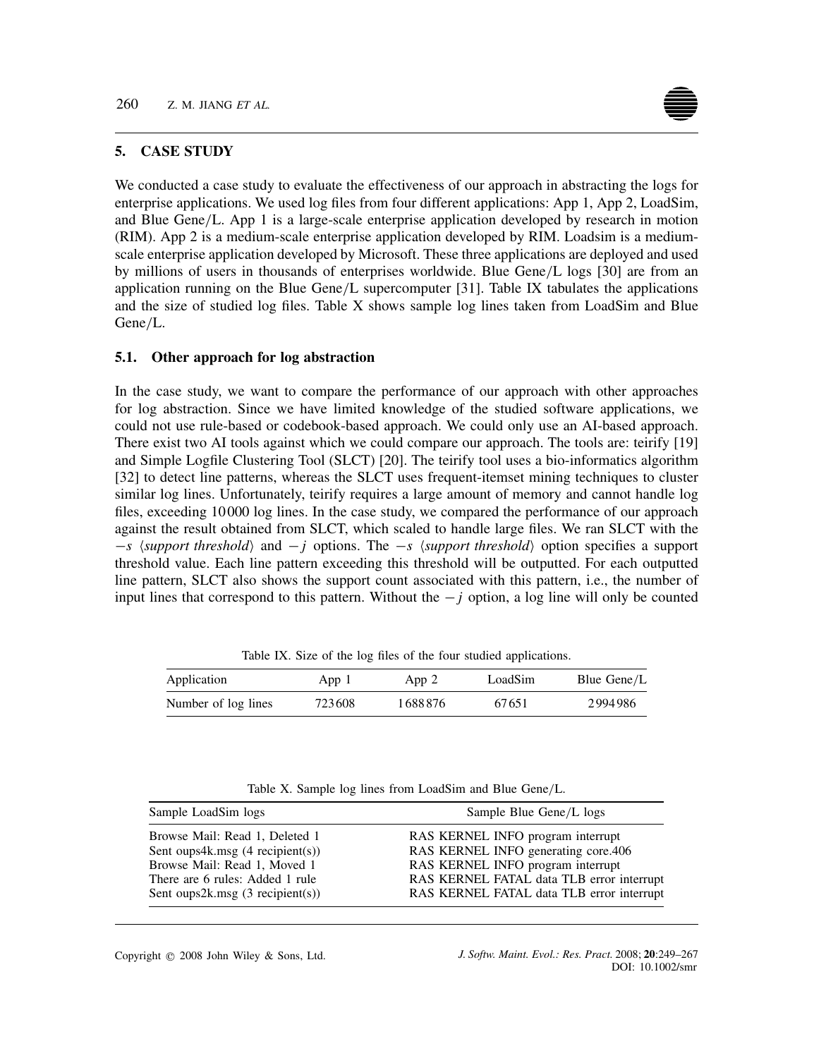## 5. CASE STUDY

We conducted a case study to evaluate the effectiveness of our approach in abstracting the logs for enterprise applications. We used log files from four different applications: App 1, App 2, LoadSim, and Blue Gene/L. App 1 is a large-scale enterprise application developed by research in motion (RIM). App 2 is a medium-scale enterprise application developed by RIM. Loadsim is a medium-scale enterprise application developed by Microsoft. These three applications are deployed and used by millions of users in thousands of enterprises worldwide. Blue Gene/L logs [30] are from an application running on the Blue Gene/L supercomputer [31]. Table IX tabulates the applications and the size of studied log files. Table X shows sample log lines taken from LoadSim and Blue Gene/L.

### 5.1. Other approach for log abstraction

In the case study, we want to compare the performance of our approach with other approaches for log abstraction. Since we have limited knowledge of the studied software applications, we could not use rule-based or codebook-based approach. We could only use an AI-based approach. There exist two AI tools against which we could compare our approach. The tools are: teirify [19] and Simple Logfile Clustering Tool (SLCT) [20]. The teirify tool uses a bio-informatics algorithm [32] to detect line patterns, whereas the SLCT uses frequent-itemset mining techniques to cluster similar log lines. Unfortunately, teirify requires a large amount of memory and cannot handle log files, exceeding 10 000 log lines. In the case study, we compared the performance of our approach against the result obtained from SLCT, which scaled to handle large files. We ran SLCT with the $-s$ ⟨*support threshold*⟩ and $-j$ options. The $-s$ ⟨*support threshold*⟩ option specifies a support threshold value. Each line pattern exceeding this threshold will be outputted. For each outputted line pattern, SLCT also shows the support count associated with this pattern, i.e., the number of input lines that correspond to this pattern. Without the $-j$ option, a log line will only be counted

Table IX. Size of the log files of the four studied applications.

| Application | App 1 | App 2 | LoadSim | Blue Gene/L |
|---|---|---|---|---|
| Number of log lines | 723 608 | 1 688 876 | 67 651 | 2 994 986 |

Table X. Sample log lines from LoadSim and Blue Gene/L.

| Sample LoadSim logs | Sample Blue Gene/L logs |
|---|---|
| Browse Mail: Read 1, Deleted 1 | RAS KERNEL INFO program interrupt |
| Sent oups4k.msg (4 recipient(s)) | RAS KERNEL INFO generating core.406 |
| Browse Mail: Read 1, Moved 1 | RAS KERNEL INFO program interrupt |
| There are 6 rules: Added 1 rule | RAS KERNEL FATAL data TLB error interrupt |
| Sent oups2k.msg (3 recipient(s)) | RAS KERNEL FATAL data TLB error interrupt |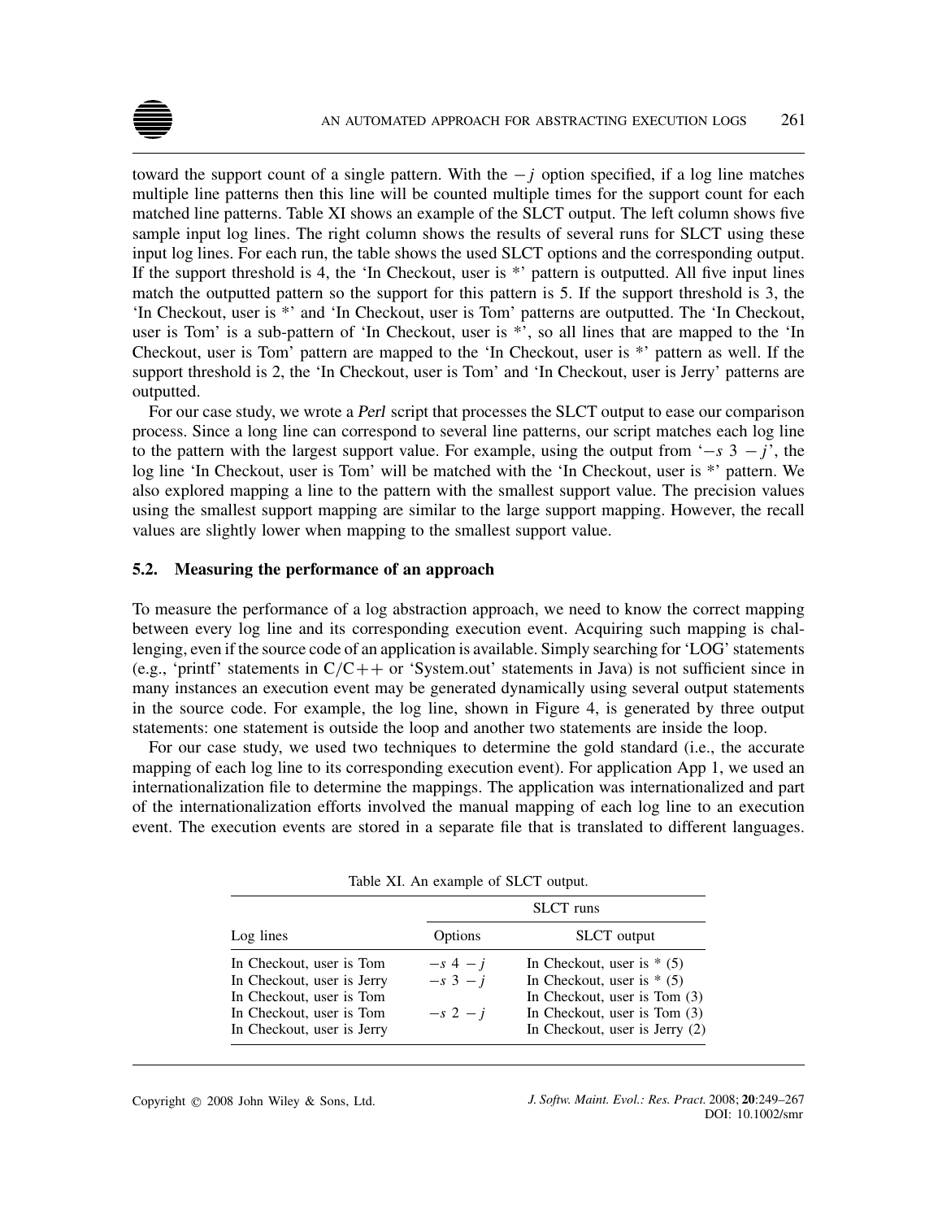toward the support count of a single pattern. With the $-j$ option specified, if a log line matches multiple line patterns then this line will be counted multiple times for the support count for each matched line patterns. Table XI shows an example of the SLCT output. The left column shows five sample input log lines. The right column shows the results of several runs for SLCT using these input log lines. For each run, the table shows the used SLCT options and the corresponding output. If the support threshold is 4, the 'In Checkout, user is *' pattern is outputted. All five input lines match the outputted pattern so the support for this pattern is 5. If the support threshold is 3, the 'In Checkout, user is *' and 'In Checkout, user is Tom' patterns are outputted. The 'In Checkout, user is Tom' is a sub-pattern of 'In Checkout, user is *', so all lines that are mapped to the 'In Checkout, user is Tom' pattern are mapped to the 'In Checkout, user is *' pattern as well. If the support threshold is 2, the 'In Checkout, user is Tom' and 'In Checkout, user is Jerry' patterns are outputted.

For our case study, we wrote a *Perl* script that processes the SLCT output to ease our comparison process. Since a long line can correspond to several line patterns, our script matches each log line to the pattern with the largest support value. For example, using the output from '$-s\ 3\ -j$', the log line 'In Checkout, user is Tom' will be matched with the 'In Checkout, user is *' pattern. We also explored mapping a line to the pattern with the smallest support value. The precision values using the smallest support mapping are similar to the large support mapping. However, the recall values are slightly lower when mapping to the smallest support value.

### 5.2. Measuring the performance of an approach

To measure the performance of a log abstraction approach, we need to know the correct mapping between every log line and its corresponding execution event. Acquiring such mapping is challenging, even if the source code of an application is available. Simply searching for 'LOG' statements (e.g., 'printf' statements in C/C++ or 'System.out' statements in Java) is not sufficient since in many instances an execution event may be generated dynamically using several output statements in the source code. For example, the log line, shown in Figure 4, is generated by three output statements: one statement is outside the loop and another two statements are inside the loop.

For our case study, we used two techniques to determine the gold standard (i.e., the accurate mapping of each log line to its corresponding execution event). For application App 1, we used an internationalization file to determine the mappings. The application was internationalized and part of the internationalization efforts involved the manual mapping of each log line to an execution event. The execution events are stored in a separate file that is translated to different languages.

Table XI. An example of SLCT output.

| Log lines | SLCT runs | |
|---|---|---|
| | Options | SLCT output |
| In Checkout, user is Tom | $-s\ 4\ -j$ | In Checkout, user is * (5) |
| In Checkout, user is Jerry | $-s\ 3\ -j$ | In Checkout, user is * (5) |
| In Checkout, user is Tom | | In Checkout, user is Tom (3) |
| In Checkout, user is Tom | $-s\ 2\ -j$ | In Checkout, user is Tom (3) |
| In Checkout, user is Jerry | | In Checkout, user is Jerry (2) |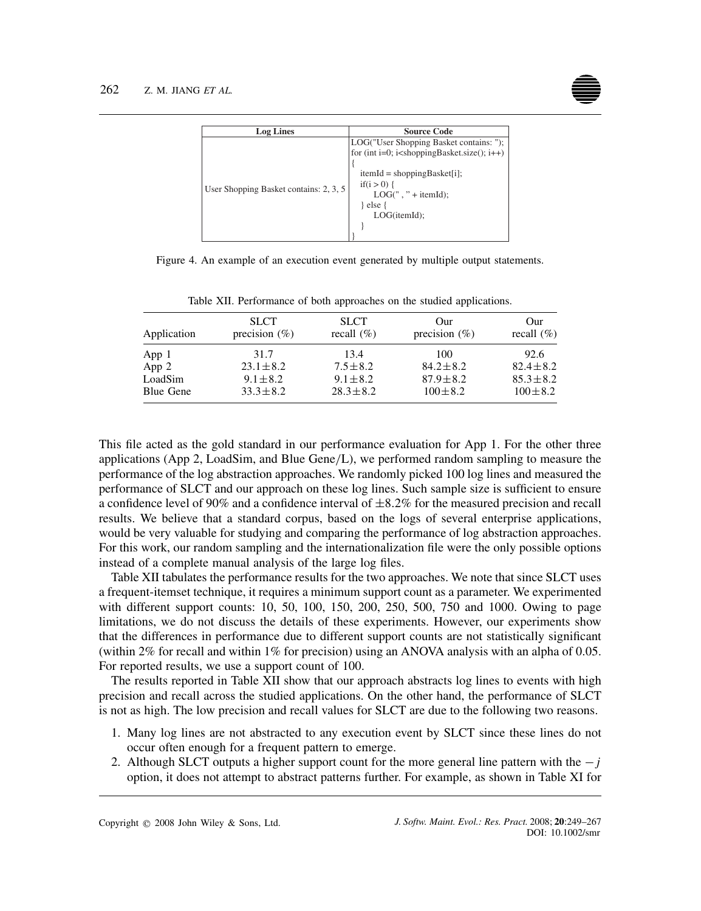| Log Lines | Source Code |
| --- | --- |
| User Shopping Basket contains: 2, 3, 5 | LOG("User Shopping Basket contains: ");<br>for (int i=0; i<shoppingBasket.size(); i++)<br>{<br>itemId = shoppingBasket[i];<br>if(i > 0) {<br>LOG(" , " + itemId);<br>} else {<br>LOG(itemId);<br>}<br>} |

Figure 4. An example of an execution event generated by multiple output statements.

Table XII. Performance of both approaches on the studied applications.

| Application | SLCT precision (%) | SLCT recall (%) | Our precision (%) | Our recall (%) |
| --- | --- | --- | --- | --- |
| App 1 | 31.7 | 13.4 | 100 | 92.6 |
| App 2 | $23.1 \pm 8.2$ | $7.5 \pm 8.2$ | $84.2 \pm 8.2$ | $82.4 \pm 8.2$ |
| LoadSim | $9.1 \pm 8.2$ | $9.1 \pm 8.2$ | $87.9 \pm 8.2$ | $85.3 \pm 8.2$ |
| Blue Gene | $33.3 \pm 8.2$ | $28.3 \pm 8.2$ | $100 \pm 8.2$ | $100 \pm 8.2$ |

This file acted as the gold standard in our performance evaluation for App 1. For the other three applications (App 2, LoadSim, and Blue Gene/L), we performed random sampling to measure the performance of the log abstraction approaches. We randomly picked 100 log lines and measured the performance of SLCT and our approach on these log lines. Such sample size is sufficient to ensure a confidence level of 90% and a confidence interval of $\pm 8.2\%$ for the measured precision and recall results. We believe that a standard corpus, based on the logs of several enterprise applications, would be very valuable for studying and comparing the performance of log abstraction approaches. For this work, our random sampling and the internationalization file were the only possible options instead of a complete manual analysis of the large log files.

Table XII tabulates the performance results for the two approaches. We note that since SLCT uses a frequent-itemset technique, it requires a minimum support count as a parameter. We experimented with different support counts: 10, 50, 100, 150, 200, 250, 500, 750 and 1000. Owing to page limitations, we do not discuss the details of these experiments. However, our experiments show that the differences in performance due to different support counts are not statistically significant (within 2% for recall and within 1% for precision) using an ANOVA analysis with an alpha of 0.05. For reported results, we use a support count of 100.

The results reported in Table XII show that our approach abstracts log lines to events with high precision and recall across the studied applications. On the other hand, the performance of SLCT is not as high. The low precision and recall values for SLCT are due to the following two reasons.

1. Many log lines are not abstracted to any execution event by SLCT since these lines do not occur often enough for a frequent pattern to emerge.
2. Although SLCT outputs a higher support count for the more general line pattern with the $-j$ option, it does not attempt to abstract patterns further. For example, as shown in Table XI for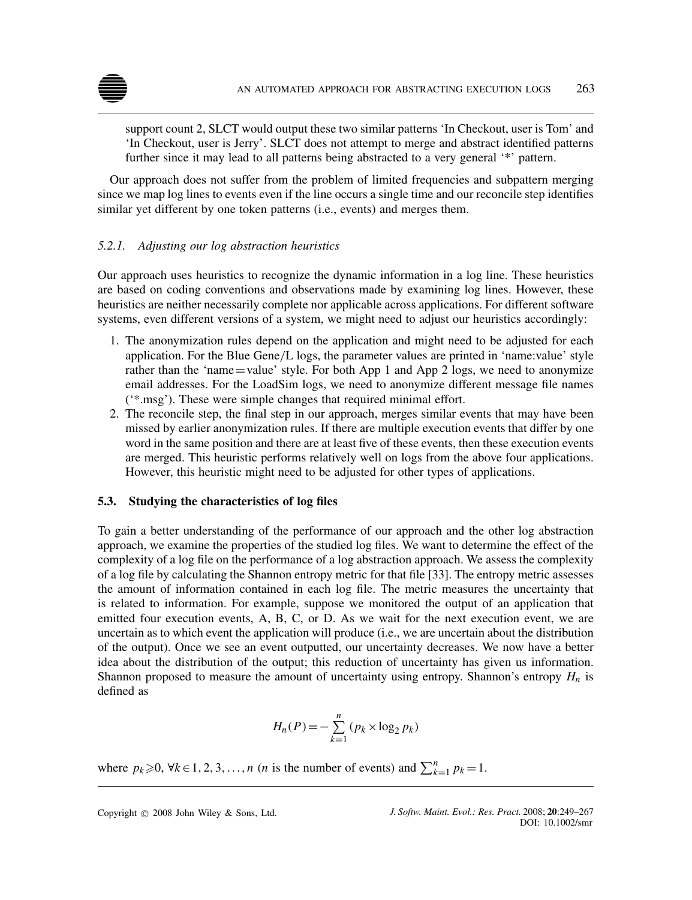support count 2, SLCT would output these two similar patterns 'In Checkout, user is Tom' and 'In Checkout, user is Jerry'. SLCT does not attempt to merge and abstract identified patterns further since it may lead to all patterns being abstracted to a very general '*' pattern.

Our approach does not suffer from the problem of limited frequencies and subpattern merging since we map log lines to events even if the line occurs a single time and our reconcile step identifies similar yet different by one token patterns (i.e., events) and merges them.

#### 5.2.1. *Adjusting our log abstraction heuristics*

Our approach uses heuristics to recognize the dynamic information in a log line. These heuristics are based on coding conventions and observations made by examining log lines. However, these heuristics are neither necessarily complete nor applicable across applications. For different software systems, even different versions of a system, we might need to adjust our heuristics accordingly:

1. The anonymization rules depend on the application and might need to be adjusted for each application. For the Blue Gene/L logs, the parameter values are printed in 'name:value' style rather than the 'name=value' style. For both App 1 and App 2 logs, we need to anonymize email addresses. For the LoadSim logs, we need to anonymize different message file names ('*.msg'). These were simple changes that required minimal effort.
2. The reconcile step, the final step in our approach, merges similar events that may have been missed by earlier anonymization rules. If there are multiple execution events that differ by one word in the same position and there are at least five of these events, then these execution events are merged. This heuristic performs relatively well on logs from the above four applications. However, this heuristic might need to be adjusted for other types of applications.

### 5.3. Studying the characteristics of log files

To gain a better understanding of the performance of our approach and the other log abstraction approach, we examine the properties of the studied log files. We want to determine the effect of the complexity of a log file on the performance of a log abstraction approach. We assess the complexity of a log file by calculating the Shannon entropy metric for that file [33]. The entropy metric assesses the amount of information contained in each log file. The metric measures the uncertainty that is related to information. For example, suppose we monitored the output of an application that emitted four execution events, A, B, C, or D. As we wait for the next execution event, we are uncertain as to which event the application will produce (i.e., we are uncertain about the distribution of the output). Once we see an event outputted, our uncertainty decreases. We now have a better idea about the distribution of the output; this reduction of uncertainty has given us information. Shannon proposed to measure the amount of uncertainty using entropy. Shannon's entropy $H_n$ is defined as

$$H_n(P) = -\sum_{k=1}^{n} (p_k \times \log_2 p_k)$$

where $p_k \geqslant 0$, $\forall k \in 1, 2, 3, \ldots, n$ ($n$ is the number of events) and $\sum_{k=1}^{n} p_k = 1$.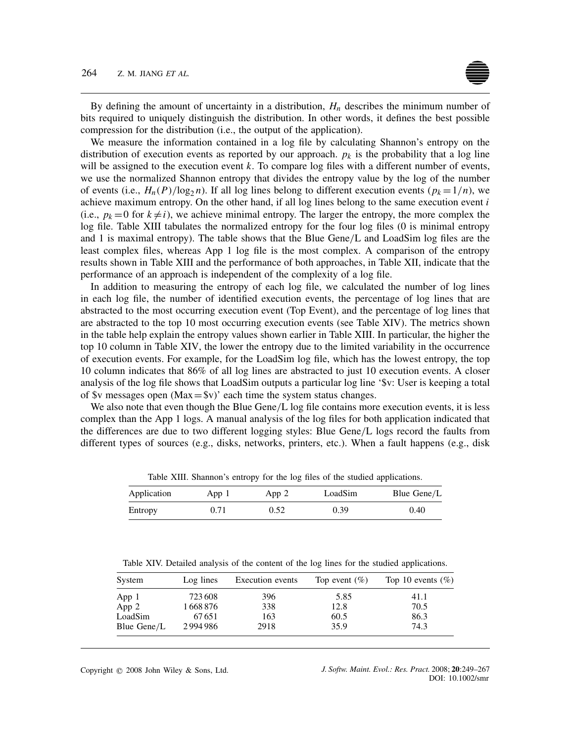By defining the amount of uncertainty in a distribution, $H_n$ describes the minimum number of bits required to uniquely distinguish the distribution. In other words, it defines the best possible compression for the distribution (i.e., the output of the application).

We measure the information contained in a log file by calculating Shannon's entropy on the distribution of execution events as reported by our approach. $p_k$ is the probability that a log line will be assigned to the execution event $k$. To compare log files with a different number of events, we use the normalized Shannon entropy that divides the entropy value by the log of the number of events (i.e., $H_n(P)/\log_2 n$). If all log lines belong to different execution events ($p_k = 1/n$), we achieve maximum entropy. On the other hand, if all log lines belong to the same execution event $i$ (i.e., $p_k = 0$ for $k \neq i$), we achieve minimal entropy. The larger the entropy, the more complex the log file. Table XIII tabulates the normalized entropy for the four log files (0 is minimal entropy and 1 is maximal entropy). The table shows that the Blue Gene/L and LoadSim log files are the least complex files, whereas App 1 log file is the most complex. A comparison of the entropy results shown in Table XIII and the performance of both approaches, in Table XII, indicate that the performance of an approach is independent of the complexity of a log file.

In addition to measuring the entropy of each log file, we calculated the number of log lines in each log file, the number of identified execution events, the percentage of log lines that are abstracted to the most occurring execution event (Top Event), and the percentage of log lines that are abstracted to the top 10 most occurring execution events (see Table XIV). The metrics shown in the table help explain the entropy values shown earlier in Table XIII. In particular, the higher the top 10 column in Table XIV, the lower the entropy due to the limited variability in the occurrence of execution events. For example, for the LoadSim log file, which has the lowest entropy, the top 10 column indicates that 86% of all log lines are abstracted to just 10 execution events. A closer analysis of the log file shows that LoadSim outputs a particular log line '$v: User is keeping a total of $v messages open (Max = $v)' each time the system status changes.

We also note that even though the Blue Gene/L log file contains more execution events, it is less complex than the App 1 logs. A manual analysis of the log files for both application indicated that the differences are due to two different logging styles: Blue Gene/L logs record the faults from different types of sources (e.g., disks, networks, printers, etc.). When a fault happens (e.g., disk

Table XIII. Shannon's entropy for the log files of the studied applications.

| Application | App 1 | App 2 | LoadSim | Blue Gene/L |
|---|---|---|---|---|
| Entropy | 0.71 | 0.52 | 0.39 | 0.40 |

Table XIV. Detailed analysis of the content of the log lines for the studied applications.

| System | Log lines | Execution events | Top event (%) | Top 10 events (%) |
|---|---|---|---|---|
| App 1 | 723 608 | 396 | 5.85 | 41.1 |
| App 2 | 1 668 876 | 338 | 12.8 | 70.5 |
| LoadSim | 67 651 | 163 | 60.5 | 86.3 |
| Blue Gene/L | 2 994 986 | 2918 | 35.9 | 74.3 |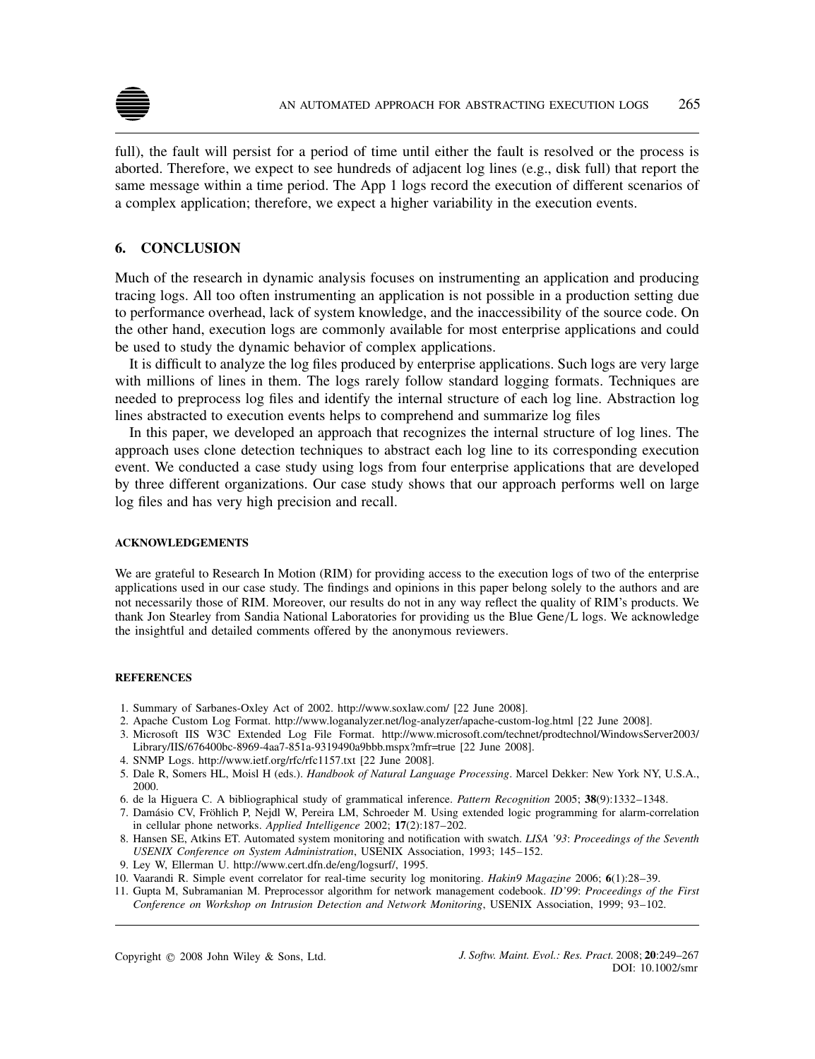full), the fault will persist for a period of time until either the fault is resolved or the process is aborted. Therefore, we expect to see hundreds of adjacent log lines (e.g., disk full) that report the same message within a time period. The App 1 logs record the execution of different scenarios of a complex application; therefore, we expect a higher variability in the execution events.

## 6. CONCLUSION

Much of the research in dynamic analysis focuses on instrumenting an application and producing tracing logs. All too often instrumenting an application is not possible in a production setting due to performance overhead, lack of system knowledge, and the inaccessibility of the source code. On the other hand, execution logs are commonly available for most enterprise applications and could be used to study the dynamic behavior of complex applications.

It is difficult to analyze the log files produced by enterprise applications. Such logs are very large with millions of lines in them. The logs rarely follow standard logging formats. Techniques are needed to preprocess log files and identify the internal structure of each log line. Abstraction log lines abstracted to execution events helps to comprehend and summarize log files

In this paper, we developed an approach that recognizes the internal structure of log lines. The approach uses clone detection techniques to abstract each log line to its corresponding execution event. We conducted a case study using logs from four enterprise applications that are developed by three different organizations. Our case study shows that our approach performs well on large log files and has very high precision and recall.

### ACKNOWLEDGEMENTS

We are grateful to Research In Motion (RIM) for providing access to the execution logs of two of the enterprise applications used in our case study. The findings and opinions in this paper belong solely to the authors and are not necessarily those of RIM. Moreover, our results do not in any way reflect the quality of RIM's products. We thank Jon Stearley from Sandia National Laboratories for providing us the Blue Gene/L logs. We acknowledge the insightful and detailed comments offered by the anonymous reviewers.

### REFERENCES

1. Summary of Sarbanes-Oxley Act of 2002. http://www.soxlaw.com/ [22 June 2008].
2. Apache Custom Log Format. http://www.loganalyzer.net/log-analyzer/apache-custom-log.html [22 June 2008].
3. Microsoft IIS W3C Extended Log File Format. http://www.microsoft.com/technet/prodtechnol/WindowsServer2003/Library/IIS/676400bc-8969-4aa7-851a-9319490a9bbb.mspx?mfr=true [22 June 2008].
4. SNMP Logs. http://www.ietf.org/rfc/rfc1157.txt [22 June 2008].
5. Dale R, Somers HL, Moisl H (eds.). *Handbook of Natural Language Processing*. Marcel Dekker: New York NY, U.S.A., 2000.
6. de la Higuera C. A bibliographical study of grammatical inference. *Pattern Recognition* 2005; **38**(9):1332–1348.
7. Damásio CV, Fröhlich P, Nejdl W, Pereira LM, Schroeder M. Using extended logic programming for alarm-correlation in cellular phone networks. *Applied Intelligence* 2002; **17**(2):187–202.
8. Hansen SE, Atkins ET. Automated system monitoring and notification with swatch. *LISA '93: Proceedings of the Seventh USENIX Conference on System Administration*, USENIX Association, 1993; 145–152.
9. Ley W, Ellerman U. http://www.cert.dfn.de/eng/logsurf/, 1995.
10. Vaarandi R. Simple event correlator for real-time security log monitoring. *Hakin9 Magazine* 2006; **6**(1):28–39.
11. Gupta M, Subramanian M. Preprocessor algorithm for network management codebook. *ID'99: Proceedings of the First Conference on Workshop on Intrusion Detection and Network Monitoring*, USENIX Association, 1999; 93–102.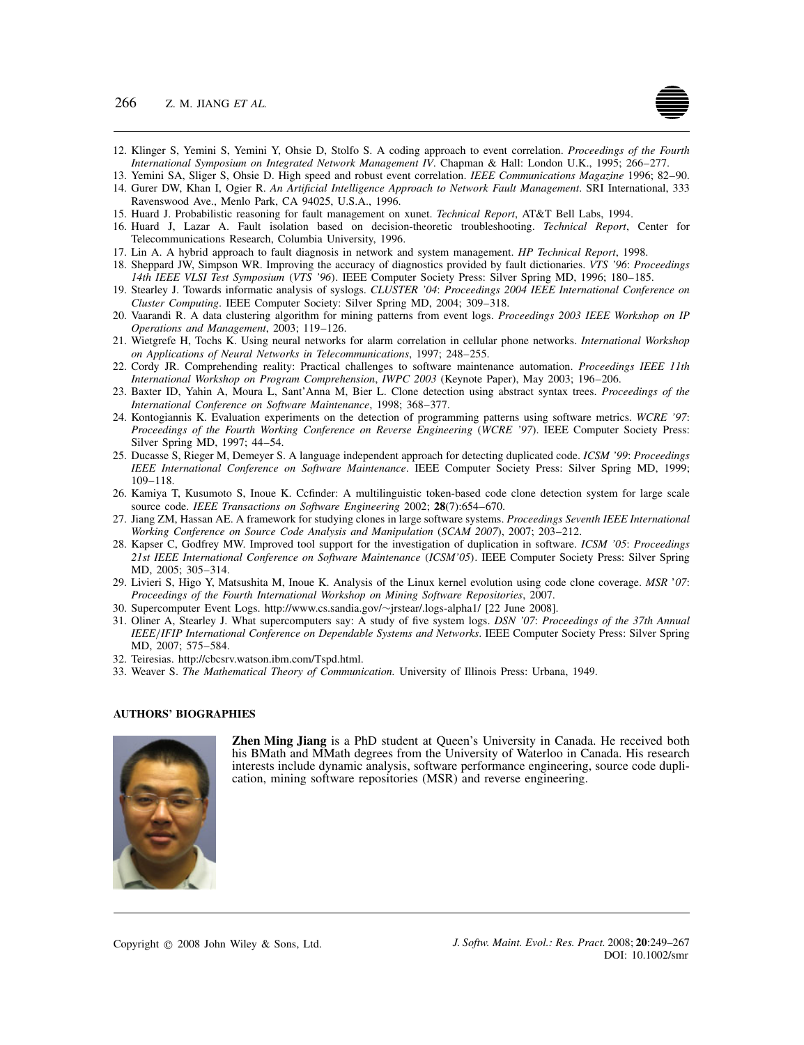12. Klinger S, Yemini S, Yemini Y, Ohsie D, Stolfo S. A coding approach to event correlation. *Proceedings of the Fourth International Symposium on Integrated Network Management IV*. Chapman & Hall: London U.K., 1995; 266–277.
13. Yemini SA, Sliger S, Ohsie D. High speed and robust event correlation. *IEEE Communications Magazine* 1996; 82–90.
14. Gurer DW, Khan I, Ogier R. *An Artificial Intelligence Approach to Network Fault Management*. SRI International, 333 Ravenswood Ave., Menlo Park, CA 94025, U.S.A., 1996.
15. Huard J. Probabilistic reasoning for fault management on xunet. *Technical Report*, AT&T Bell Labs, 1994.
16. Huard J, Lazar A. Fault isolation based on decision-theoretic troubleshooting. *Technical Report*, Center for Telecommunications Research, Columbia University, 1996.
17. Lin A. A hybrid approach to fault diagnosis in network and system management. *HP Technical Report*, 1998.
18. Sheppard JW, Simpson WR. Improving the accuracy of diagnostics provided by fault dictionaries. *VTS '96*: *Proceedings 14th IEEE VLSI Test Symposium* (*VTS '96*). IEEE Computer Society Press: Silver Spring MD, 1996; 180–185.
19. Stearley J. Towards informatic analysis of syslogs. *CLUSTER '04*: *Proceedings 2004 IEEE International Conference on Cluster Computing*. IEEE Computer Society: Silver Spring MD, 2004; 309–318.
20. Vaarandi R. A data clustering algorithm for mining patterns from event logs. *Proceedings 2003 IEEE Workshop on IP Operations and Management*, 2003; 119–126.
21. Wietgrefe H, Tochs K. Using neural networks for alarm correlation in cellular phone networks. *International Workshop on Applications of Neural Networks in Telecommunications*, 1997; 248–255.
22. Cordy JR. Comprehending reality: Practical challenges to software maintenance automation. *Proceedings IEEE 11th International Workshop on Program Comprehension*, *IWPC 2003* (Keynote Paper), May 2003; 196–206.
23. Baxter ID, Yahin A, Moura L, Sant'Anna M, Bier L. Clone detection using abstract syntax trees. *Proceedings of the International Conference on Software Maintenance*, 1998; 368–377.
24. Kontogiannis K. Evaluation experiments on the detection of programming patterns using software metrics. *WCRE '97*: *Proceedings of the Fourth Working Conference on Reverse Engineering* (*WCRE '97*). IEEE Computer Society Press: Silver Spring MD, 1997; 44–54.
25. Ducasse S, Rieger M, Demeyer S. A language independent approach for detecting duplicated code. *ICSM '99*: *Proceedings IEEE International Conference on Software Maintenance*. IEEE Computer Society Press: Silver Spring MD, 1999; 109–118.
26. Kamiya T, Kusumoto S, Inoue K. Ccfinder: A multilinguistic token-based code clone detection system for large scale source code. *IEEE Transactions on Software Engineering* 2002; **28**(7):654–670.
27. Jiang ZM, Hassan AE. A framework for studying clones in large software systems. *Proceedings Seventh IEEE International Working Conference on Source Code Analysis and Manipulation* (*SCAM 2007*), 2007; 203–212.
28. Kapser C, Godfrey MW. Improved tool support for the investigation of duplication in software. *ICSM '05*: *Proceedings 21st IEEE International Conference on Software Maintenance* (*ICSM'05*). IEEE Computer Society Press: Silver Spring MD, 2005; 305–314.
29. Livieri S, Higo Y, Matsushita M, Inoue K. Analysis of the Linux kernel evolution using code clone coverage. *MSR '07*: *Proceedings of the Fourth International Workshop on Mining Software Repositories*, 2007.
30. Supercomputer Event Logs. http://www.cs.sandia.gov/~jrstear/.logs-alpha1/ [22 June 2008].
31. Oliner A, Stearley J. What supercomputers say: A study of five system logs. *DSN '07*: *Proceedings of the 37th Annual IEEE/IFIP International Conference on Dependable Systems and Networks*. IEEE Computer Society Press: Silver Spring MD, 2007; 575–584.
32. Teiresias. http://cbcsrv.watson.ibm.com/Tspd.html.
33. Weaver S. *The Mathematical Theory of Communication.* University of Illinois Press: Urbana, 1949.

## AUTHORS' BIOGRAPHIES

**Zhen Ming Jiang** is a PhD student at Queen's University in Canada. He received both his BMath and MMath degrees from the University of Waterloo in Canada. His research interests include dynamic analysis, software performance engineering, source code duplication, mining software repositories (MSR) and reverse engineering.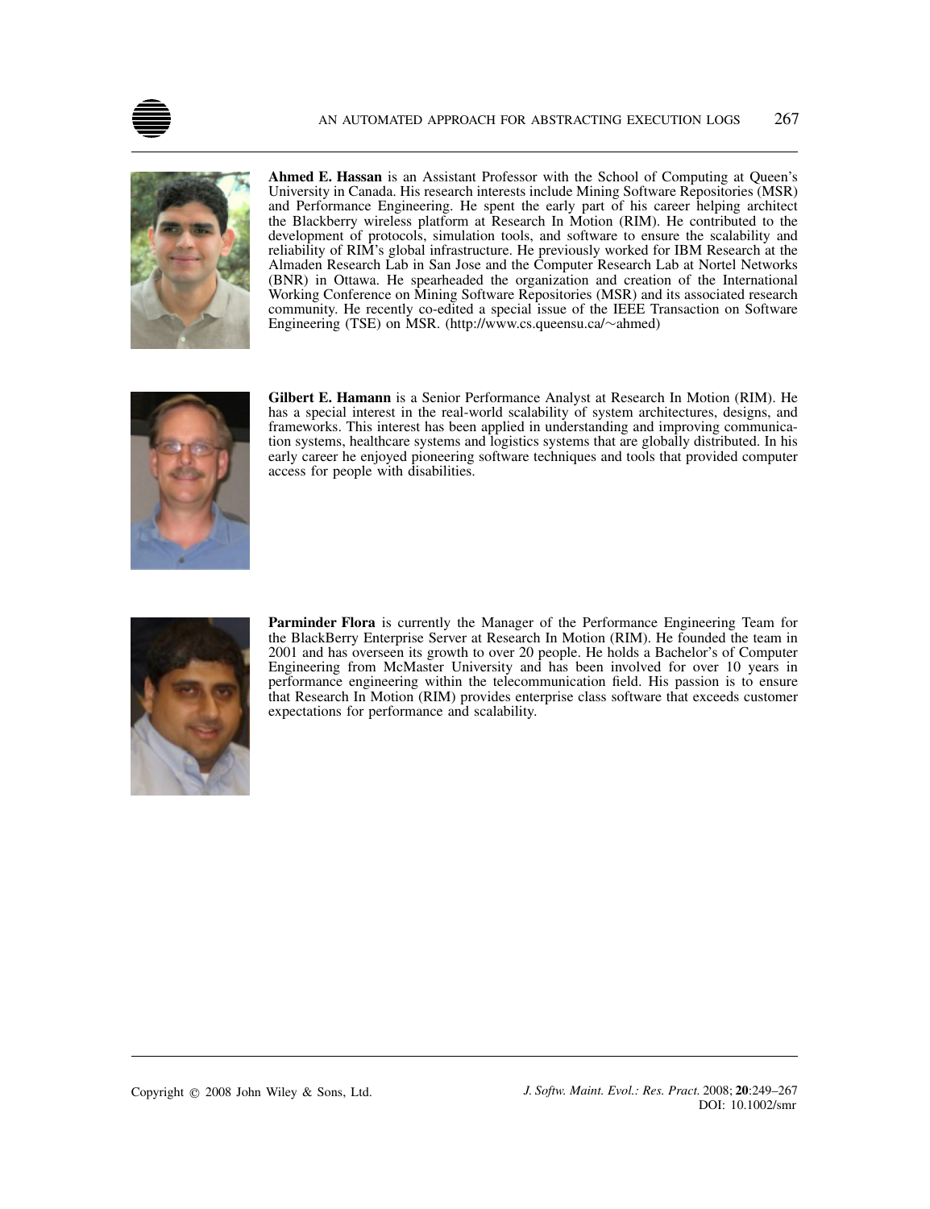**Ahmed E. Hassan** is an Assistant Professor with the School of Computing at Queen's University in Canada. His research interests include Mining Software Repositories (MSR) and Performance Engineering. He spent the early part of his career helping architect the Blackberry wireless platform at Research In Motion (RIM). He contributed to the development of protocols, simulation tools, and software to ensure the scalability and reliability of RIM's global infrastructure. He previously worked for IBM Research at the Almaden Research Lab in San Jose and the Computer Research Lab at Nortel Networks (BNR) in Ottawa. He spearheaded the organization and creation of the International Working Conference on Mining Software Repositories (MSR) and its associated research community. He recently co-edited a special issue of the IEEE Transaction on Software Engineering (TSE) on MSR. (http://www.cs.queensu.ca/~ahmed)

**Gilbert E. Hamann** is a Senior Performance Analyst at Research In Motion (RIM). He has a special interest in the real-world scalability of system architectures, designs, and frameworks. This interest has been applied in understanding and improving communication systems, healthcare systems and logistics systems that are globally distributed. In his early career he enjoyed pioneering software techniques and tools that provided computer access for people with disabilities.

**Parminder Flora** is currently the Manager of the Performance Engineering Team for the BlackBerry Enterprise Server at Research In Motion (RIM). He founded the team in 2001 and has overseen its growth to over 20 people. He holds a Bachelor's of Computer Engineering from McMaster University and has been involved for over 10 years in performance engineering within the telecommunication field. His passion is to ensure that Research In Motion (RIM) provides enterprise class software that exceeds customer expectations for performance and scalability.